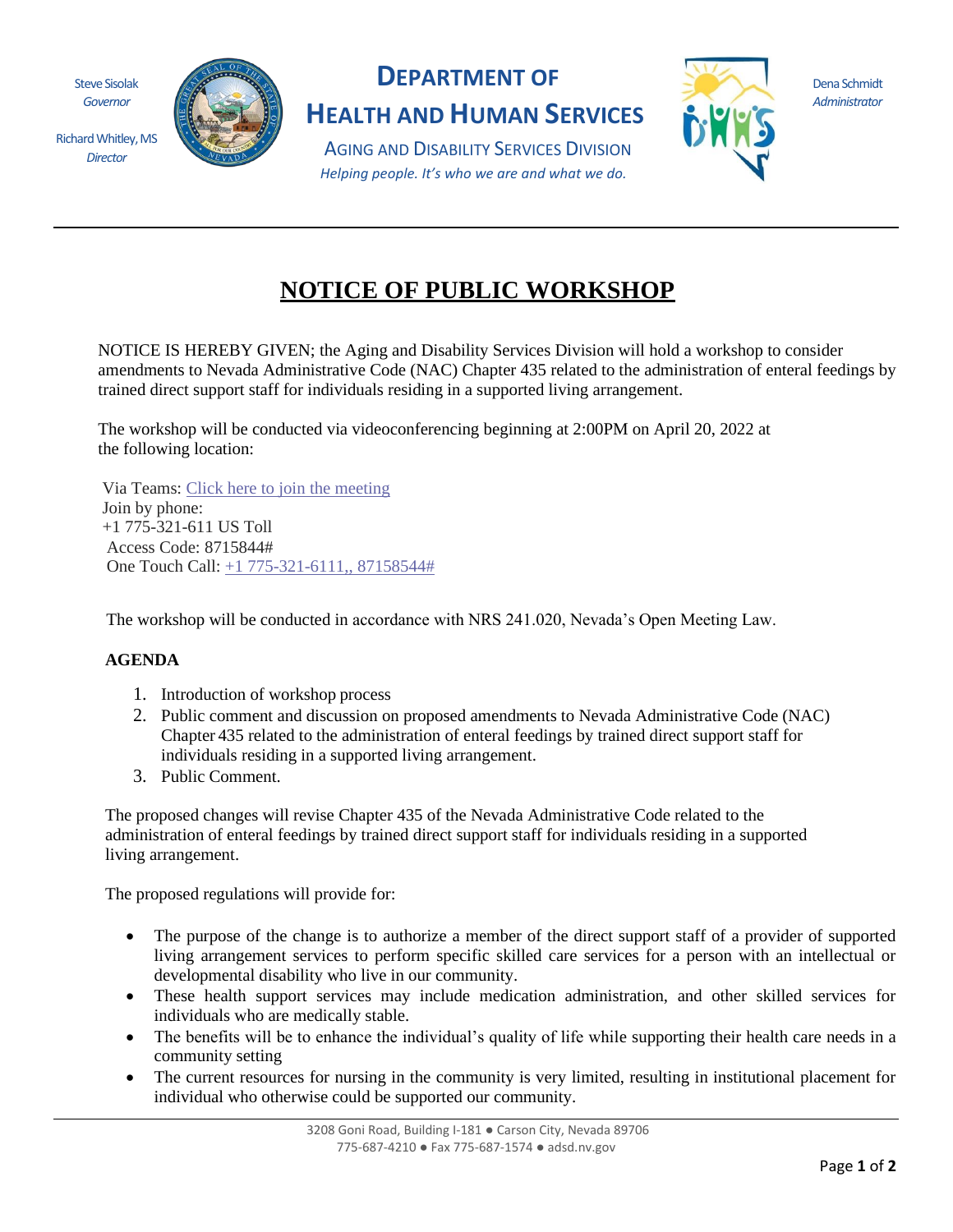Steve Sisolak
*Governor*

Richard Whitley, MS
*Director*

# DEPARTMENT OF HEALTH AND HUMAN SERVICES

AGING AND DISABILITY SERVICES DIVISION

*Helping people. It's who we are and what we do.*

Dena Schmidt
*Administrator*

---

# NOTICE OF PUBLIC WORKSHOP

NOTICE IS HEREBY GIVEN; the Aging and Disability Services Division will hold a workshop to consider amendments to Nevada Administrative Code (NAC) Chapter 435 related to the administration of enteral feedings by trained direct support staff for individuals residing in a supported living arrangement.

The workshop will be conducted via videoconferencing beginning at 2:00PM on April 20, 2022 at the following location:

Via Teams: Click here to join the meeting
Join by phone:
+1 775-321-611 US Toll
Access Code: 8715844#
One Touch Call: +1 775-321-6111,, 87158544#

The workshop will be conducted in accordance with NRS 241.020, Nevada's Open Meeting Law.

**AGENDA**

1. Introduction of workshop process
2. Public comment and discussion on proposed amendments to Nevada Administrative Code (NAC) Chapter 435 related to the administration of enteral feedings by trained direct support staff for individuals residing in a supported living arrangement.
3. Public Comment.

The proposed changes will revise Chapter 435 of the Nevada Administrative Code related to the administration of enteral feedings by trained direct support staff for individuals residing in a supported living arrangement.

The proposed regulations will provide for:

- The purpose of the change is to authorize a member of the direct support staff of a provider of supported living arrangement services to perform specific skilled care services for a person with an intellectual or developmental disability who live in our community.
- These health support services may include medication administration, and other skilled services for individuals who are medically stable.
- The benefits will be to enhance the individual's quality of life while supporting their health care needs in a community setting
- The current resources for nursing in the community is very limited, resulting in institutional placement for individual who otherwise could be supported our community.

3208 Goni Road, Building I-181 ● Carson City, Nevada 89706
775-687-4210 ● Fax 775-687-1574 ● adsd.nv.gov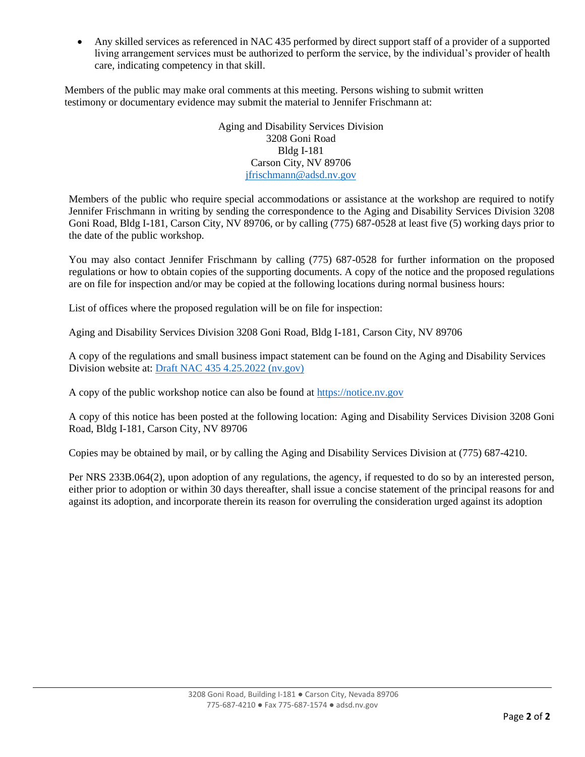- Any skilled services as referenced in NAC 435 performed by direct support staff of a provider of a supported living arrangement services must be authorized to perform the service, by the individual's provider of health care, indicating competency in that skill.

Members of the public may make oral comments at this meeting. Persons wishing to submit written testimony or documentary evidence may submit the material to Jennifer Frischmann at:

Aging and Disability Services Division
3208 Goni Road
Bldg I-181
Carson City, NV 89706
jfrischmann@adsd.nv.gov

Members of the public who require special accommodations or assistance at the workshop are required to notify Jennifer Frischmann in writing by sending the correspondence to the Aging and Disability Services Division 3208 Goni Road, Bldg I-181, Carson City, NV 89706, or by calling (775) 687-0528 at least five (5) working days prior to the date of the public workshop.

You may also contact Jennifer Frischmann by calling (775) 687-0528 for further information on the proposed regulations or how to obtain copies of the supporting documents. A copy of the notice and the proposed regulations are on file for inspection and/or may be copied at the following locations during normal business hours:

List of offices where the proposed regulation will be on file for inspection:

Aging and Disability Services Division 3208 Goni Road, Bldg I-181, Carson City, NV 89706

A copy of the regulations and small business impact statement can be found on the Aging and Disability Services Division website at: Draft NAC 435 4.25.2022 (nv.gov)

A copy of the public workshop notice can also be found at https://notice.nv.gov

A copy of this notice has been posted at the following location: Aging and Disability Services Division 3208 Goni Road, Bldg I-181, Carson City, NV 89706

Copies may be obtained by mail, or by calling the Aging and Disability Services Division at (775) 687-4210.

Per NRS 233B.064(2), upon adoption of any regulations, the agency, if requested to do so by an interested person, either prior to adoption or within 30 days thereafter, shall issue a concise statement of the principal reasons for and against its adoption, and incorporate therein its reason for overruling the consideration urged against its adoption